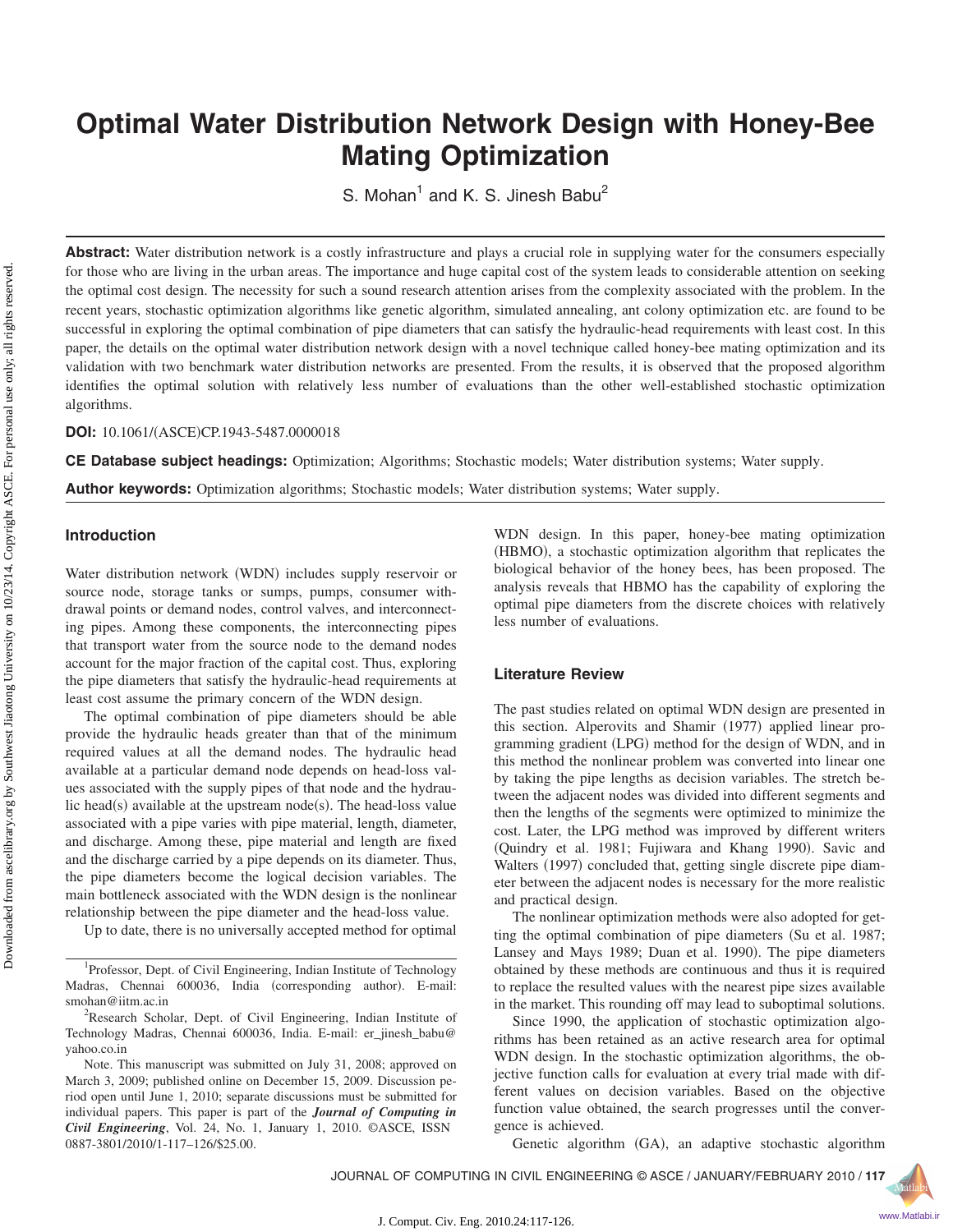# Optimal Water Distribution Network Design with Honey-Bee Mating Optimization

S. Mohan[1] and K. S. Jinesh Babu[2]

**Abstract:** Water distribution network is a costly infrastructure and plays a crucial role in supplying water for the consumers especially for those who are living in the urban areas. The importance and huge capital cost of the system leads to considerable attention on seeking the optimal cost design. The necessity for such a sound research attention arises from the complexity associated with the problem. In the recent years, stochastic optimization algorithms like genetic algorithm, simulated annealing, ant colony optimization etc. are found to be successful in exploring the optimal combination of pipe diameters that can satisfy the hydraulic-head requirements with least cost. In this paper, the details on the optimal water distribution network design with a novel technique called honey-bee mating optimization and its validation with two benchmark water distribution networks are presented. From the results, it is observed that the proposed algorithm identifies the optimal solution with relatively less number of evaluations than the other well-established stochastic optimization algorithms.

**DOI:** 10.1061/(ASCE)CP.1943-5487.0000018

**CE Database subject headings:** Optimization; Algorithms; Stochastic models; Water distribution systems; Water supply.

**Author keywords:** Optimization algorithms; Stochastic models; Water distribution systems; Water supply.

## Introduction

Water distribution network (WDN) includes supply reservoir or source node, storage tanks or sumps, pumps, consumer withdrawal points or demand nodes, control valves, and interconnecting pipes. Among these components, the interconnecting pipes that transport water from the source node to the demand nodes account for the major fraction of the capital cost. Thus, exploring the pipe diameters that satisfy the hydraulic-head requirements at least cost assume the primary concern of the WDN design.

The optimal combination of pipe diameters should be able provide the hydraulic heads greater than that of the minimum required values at all the demand nodes. The hydraulic head available at a particular demand node depends on head-loss values associated with the supply pipes of that node and the hydraulic head(s) available at the upstream node(s). The head-loss value associated with a pipe varies with pipe material, length, diameter, and discharge. Among these, pipe material and length are fixed and the discharge carried by a pipe depends on its diameter. Thus, the pipe diameters become the logical decision variables. The main bottleneck associated with the WDN design is the nonlinear relationship between the pipe diameter and the head-loss value.

Up to date, there is no universally accepted method for optimal WDN design. In this paper, honey-bee mating optimization (HBMO), a stochastic optimization algorithm that replicates the biological behavior of the honey bees, has been proposed. The analysis reveals that HBMO has the capability of exploring the optimal pipe diameters from the discrete choices with relatively less number of evaluations.

## Literature Review

The past studies related on optimal WDN design are presented in this section. Alperovits and Shamir (1977) applied linear programming gradient (LPG) method for the design of WDN, and in this method the nonlinear problem was converted into linear one by taking the pipe lengths as decision variables. The stretch between the adjacent nodes was divided into different segments and then the lengths of the segments were optimized to minimize the cost. Later, the LPG method was improved by different writers (Quindry et al. 1981; Fujiwara and Khang 1990). Savic and Walters (1997) concluded that, getting single discrete pipe diameter between the adjacent nodes is necessary for the more realistic and practical design.

The nonlinear optimization methods were also adopted for getting the optimal combination of pipe diameters (Su et al. 1987; Lansey and Mays 1989; Duan et al. 1990). The pipe diameters obtained by these methods are continuous and thus it is required to replace the resulted values with the nearest pipe sizes available in the market. This rounding off may lead to suboptimal solutions.

Since 1990, the application of stochastic optimization algorithms has been retained as an active research area for optimal WDN design. In the stochastic optimization algorithms, the objective function calls for evaluation at every trial made with different values on decision variables. Based on the objective function value obtained, the search progresses until the convergence is achieved.

Genetic algorithm (GA), an adaptive stochastic algorithm

---

[1]Professor, Dept. of Civil Engineering, Indian Institute of Technology Madras, Chennai 600036, India (corresponding author). E-mail: smohan@iitm.ac.in

[2]Research Scholar, Dept. of Civil Engineering, Indian Institute of Technology Madras, Chennai 600036, India. E-mail: er_jinesh_babu@yahoo.co.in

Note. This manuscript was submitted on July 31, 2008; approved on March 3, 2009; published online on December 15, 2009. Discussion period open until June 1, 2010; separate discussions must be submitted for individual papers. This paper is part of the ***Journal of Computing in Civil Engineering***, Vol. 24, No. 1, January 1, 2010. ©ASCE, ISSN 0887-3801/2010/1-117–126/$25.00.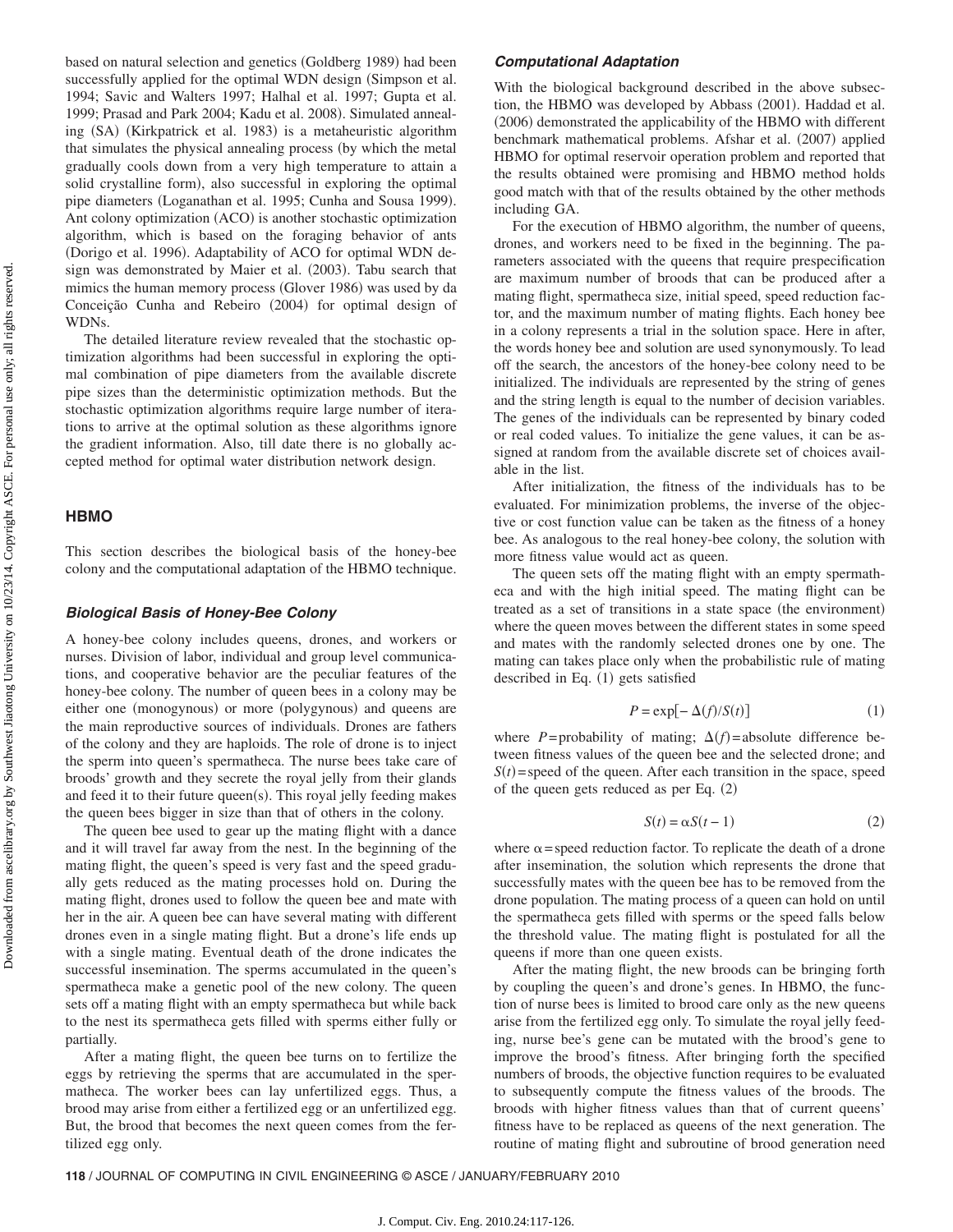based on natural selection and genetics (Goldberg 1989) had been successfully applied for the optimal WDN design (Simpson et al. 1994; Savic and Walters 1997; Halhal et al. 1997; Gupta et al. 1999; Prasad and Park 2004; Kadu et al. 2008). Simulated annealing (SA) (Kirkpatrick et al. 1983) is a metaheuristic algorithm that simulates the physical annealing process (by which the metal gradually cools down from a very high temperature to attain a solid crystalline form), also successful in exploring the optimal pipe diameters (Loganathan et al. 1995; Cunha and Sousa 1999). Ant colony optimization (ACO) is another stochastic optimization algorithm, which is based on the foraging behavior of ants (Dorigo et al. 1996). Adaptability of ACO for optimal WDN design was demonstrated by Maier et al. (2003). Tabu search that mimics the human memory process (Glover 1986) was used by da Conceição Cunha and Rebeiro (2004) for optimal design of WDNs.

The detailed literature review revealed that the stochastic optimization algorithms had been successful in exploring the optimal combination of pipe diameters from the available discrete pipe sizes than the deterministic optimization methods. But the stochastic optimization algorithms require large number of iterations to arrive at the optimal solution as these algorithms ignore the gradient information. Also, till date there is no globally accepted method for optimal water distribution network design.

## HBMO

This section describes the biological basis of the honey-bee colony and the computational adaptation of the HBMO technique.

### *Biological Basis of Honey-Bee Colony*

A honey-bee colony includes queens, drones, and workers or nurses. Division of labor, individual and group level communications, and cooperative behavior are the peculiar features of the honey-bee colony. The number of queen bees in a colony may be either one (monogynous) or more (polygynous) and queens are the main reproductive sources of individuals. Drones are fathers of the colony and they are haploids. The role of drone is to inject the sperm into queen's spermatheca. The nurse bees take care of broods' growth and they secrete the royal jelly from their glands and feed it to their future queen(s). This royal jelly feeding makes the queen bees bigger in size than that of others in the colony.

The queen bee used to gear up the mating flight with a dance and it will travel far away from the nest. In the beginning of the mating flight, the queen's speed is very fast and the speed gradually gets reduced as the mating processes hold on. During the mating flight, drones used to follow the queen bee and mate with her in the air. A queen bee can have several mating with different drones even in a single mating flight. But a drone's life ends up with a single mating. Eventual death of the drone indicates the successful insemination. The sperms accumulated in the queen's spermatheca make a genetic pool of the new colony. The queen sets off a mating flight with an empty spermatheca but while back to the nest its spermatheca gets filled with sperms either fully or partially.

After a mating flight, the queen bee turns on to fertilize the eggs by retrieving the sperms that are accumulated in the spermatheca. The worker bees can lay unfertilized eggs. Thus, a brood may arise from either a fertilized egg or an unfertilized egg. But, the brood that becomes the next queen comes from the fertilized egg only.

### *Computational Adaptation*

With the biological background described in the above subsection, the HBMO was developed by Abbass (2001). Haddad et al. (2006) demonstrated the applicability of the HBMO with different benchmark mathematical problems. Afshar et al. (2007) applied HBMO for optimal reservoir operation problem and reported that the results obtained were promising and HBMO method holds good match with that of the results obtained by the other methods including GA.

For the execution of HBMO algorithm, the number of queens, drones, and workers need to be fixed in the beginning. The parameters associated with the queens that require prespecification are maximum number of broods that can be produced after a mating flight, spermatheca size, initial speed, speed reduction factor, and the maximum number of mating flights. Each honey bee in a colony represents a trial in the solution space. Here in after, the words honey bee and solution are used synonymously. To lead off the search, the ancestors of the honey-bee colony need to be initialized. The individuals are represented by the string of genes and the string length is equal to the number of decision variables. The genes of the individuals can be represented by binary coded or real coded values. To initialize the gene values, it can be assigned at random from the available discrete set of choices available in the list.

After initialization, the fitness of the individuals has to be evaluated. For minimization problems, the inverse of the objective or cost function value can be taken as the fitness of a honey bee. As analogous to the real honey-bee colony, the solution with more fitness value would act as queen.

The queen sets off the mating flight with an empty spermatheca and with the high initial speed. The mating flight can be treated as a set of transitions in a state space (the environment) where the queen moves between the different states in some speed and mates with the randomly selected drones one by one. The mating can takes place only when the probabilistic rule of mating described in Eq. (1) gets satisfied

$$P = \exp[-\Delta(f)/S(t)] \tag{1}$$

where $P$=probability of mating; $\Delta(f)$=absolute difference between fitness values of the queen bee and the selected drone; and $S(t)$=speed of the queen. After each transition in the space, speed of the queen gets reduced as per Eq. (2)

$$S(t) = \alpha S(t-1) \tag{2}$$

where $\alpha$=speed reduction factor. To replicate the death of a drone after insemination, the solution which represents the drone that successfully mates with the queen bee has to be removed from the drone population. The mating process of a queen can hold on until the spermatheca gets filled with sperms or the speed falls below the threshold value. The mating flight is postulated for all the queens if more than one queen exists.

After the mating flight, the new broods can be bringing forth by coupling the queen's and drone's genes. In HBMO, the function of nurse bees is limited to brood care only as the new queens arise from the fertilized egg only. To simulate the royal jelly feeding, nurse bee's gene can be mutated with the brood's gene to improve the brood's fitness. After bringing forth the specified numbers of broods, the objective function requires to be evaluated to subsequently compute the fitness values of the broods. The broods with higher fitness values than that of current queens' fitness have to be replaced as queens of the next generation. The routine of mating flight and subroutine of brood generation need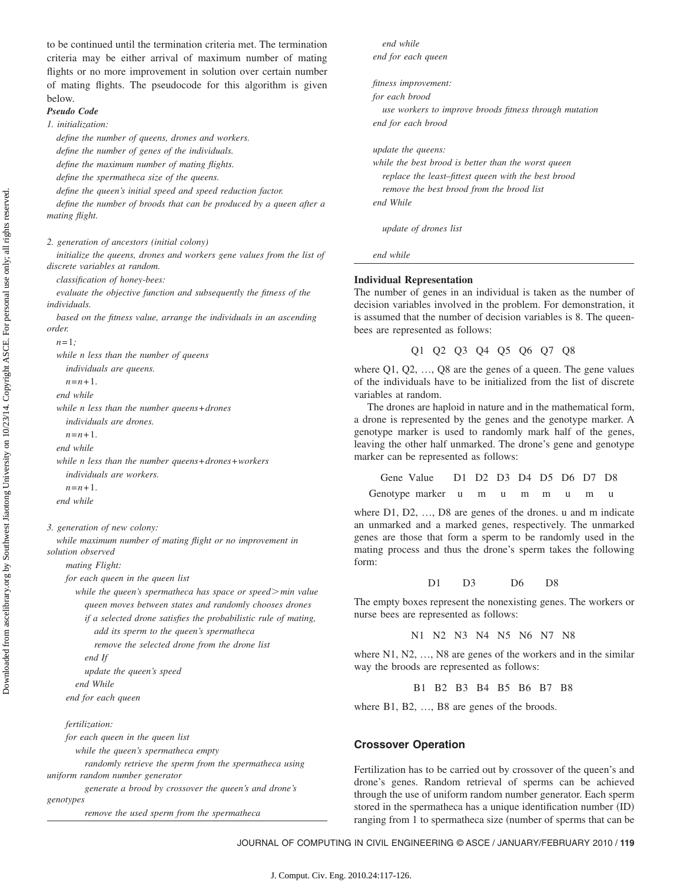to be continued until the termination criteria met. The termination criteria may be either arrival of maximum number of mating flights or no more improvement in solution over certain number of mating flights. The pseudocode for this algorithm is given below.

***Pseudo Code***

```
1. initialization:
   define the number of queens, drones and workers.
   define the number of genes of the individuals.
   define the maximum number of mating flights.
   define the spermatheca size of the queens.
   define the queen's initial speed and speed reduction factor.
   define the number of broods that can be produced by a queen after a mating flight.

2. generation of ancestors (initial colony)
   initialize the queens, drones and workers gene values from the list of discrete variables at random.
   classification of honey-bees:
   evaluate the objective function and subsequently the fitness of the individuals.
   based on the fitness value, arrange the individuals in an ascending order.
   n=1;
   while n less than the number of queens
      individuals are queens.
      n=n+1.
   end while
   while n less than the number queens+drones
      individuals are drones.
      n=n+1.
   end while
   while n less than the number queens+drones+workers
      individuals are workers.
      n=n+1.
   end while

3. generation of new colony:
   while maximum number of mating flight or no improvement in solution observed
      mating Flight:
      for each queen in the queen list
         while the queen's spermatheca has space or speed>min value
            queen moves between states and randomly chooses drones
            if a selected drone satisfies the probabilistic rule of mating,
               add its sperm to the queen's spermatheca
               remove the selected drone from the drone list
            end If
            update the queen's speed
         end While
      end for each queen

      fertilization:
      for each queen in the queen list
         while the queen's spermatheca empty
            randomly retrieve the sperm from the spermatheca using uniform random number generator
            generate a brood by crossover the queen's and drone's genotypes
            remove the used sperm from the spermatheca
         end while
      end for each queen

      fitness improvement:
      for each brood
         use workers to improve broods fitness through mutation
      end for each brood

      update the queens:
      while the best brood is better than the worst queen
         replace the least–fittest queen with the best brood
         remove the best brood from the brood list
      end While

         update of drones list

   end while
```

## Individual Representation

The number of genes in an individual is taken as the number of decision variables involved in the problem. For demonstration, it is assumed that the number of decision variables is 8. The queen-bees are represented as follows:

| Q1 | Q2 | Q3 | Q4 | Q5 | Q6 | Q7 | Q8 |
|---|---|---|---|---|---|---|---|

where Q1, Q2, …, Q8 are the genes of a queen. The gene values of the individuals have to be initialized from the list of discrete variables at random.

The drones are haploid in nature and in the mathematical form, a drone is represented by the genes and the genotype marker. A genotype marker is used to randomly mark half of the genes, leaving the other half unmarked. The drone's gene and genotype marker can be represented as follows:

| Gene Value | D1 | D2 | D3 | D4 | D5 | D6 | D7 | D8 |
|---|---|---|---|---|---|---|---|---|
| Genotype marker | u | m | u | m | m | u | m | u |

where D1, D2, …, D8 are genes of the drones. u and m indicate an unmarked and a marked genes, respectively. The unmarked genes are those that form a sperm to be randomly used in the mating process and thus the drone's sperm takes the following form:

| D1 | | D3 | | | D6 | | D8 |
|---|---|---|---|---|---|---|---|

The empty boxes represent the nonexisting genes. The workers or nurse bees are represented as follows:

| N1 | N2 | N3 | N4 | N5 | N6 | N7 | N8 |
|---|---|---|---|---|---|---|---|

where N1, N2, …, N8 are genes of the workers and in the similar way the broods are represented as follows:

| B1 | B2 | B3 | B4 | B5 | B6 | B7 | B8 |
|---|---|---|---|---|---|---|---|

where B1, B2, …, B8 are genes of the broods.

## Crossover Operation

Fertilization has to be carried out by crossover of the queen's and drone's genes. Random retrieval of sperms can be achieved through the use of uniform random number generator. Each sperm stored in the spermatheca has a unique identification number (ID) ranging from 1 to spermatheca size (number of sperms that can be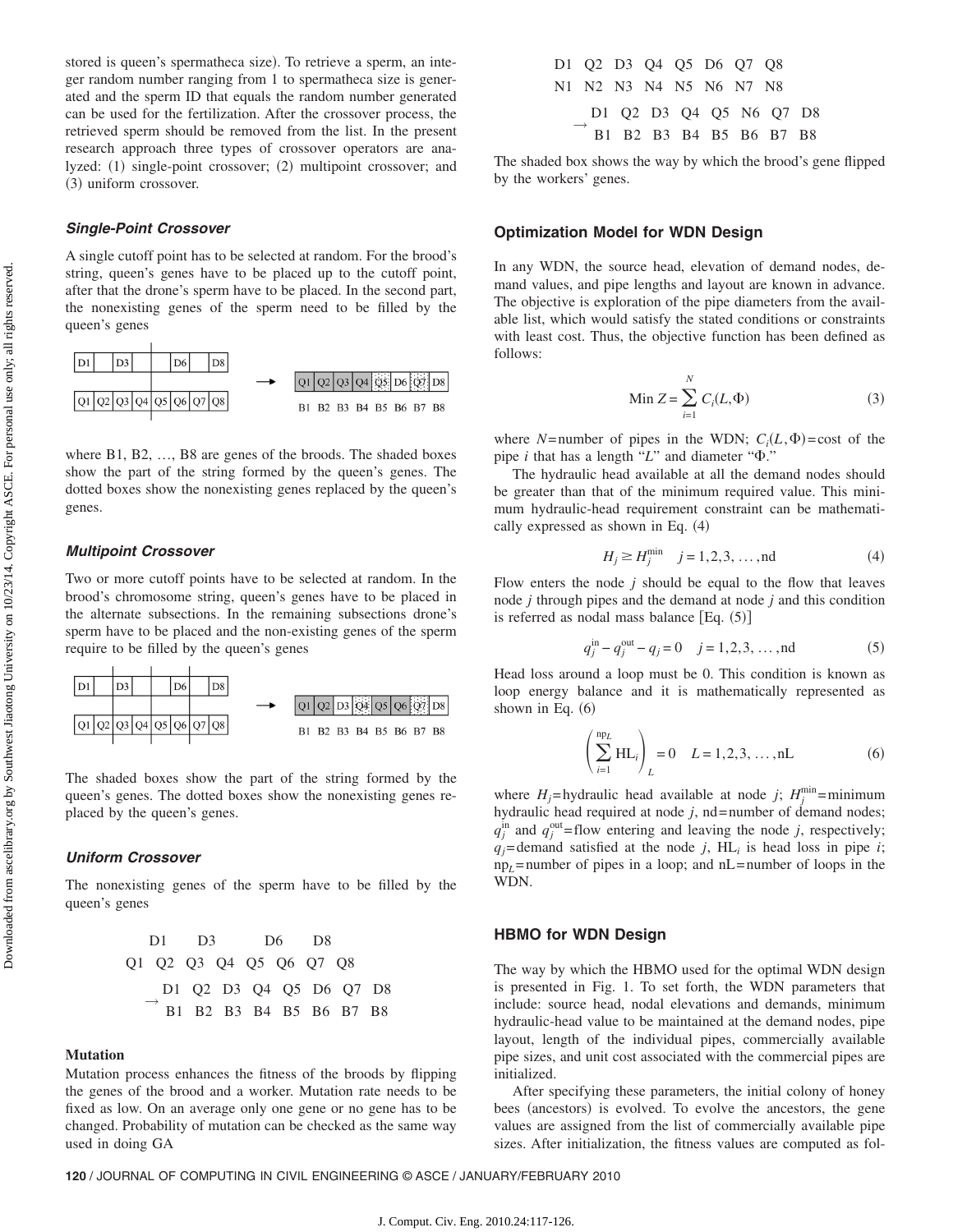stored is queen's spermatheca size). To retrieve a sperm, an integer random number ranging from 1 to spermatheca size is generated and the sperm ID that equals the random number generated can be used for the fertilization. After the crossover process, the retrieved sperm should be removed from the list. In the present research approach three types of crossover operators are analyzed: (1) single-point crossover; (2) multipoint crossover; and (3) uniform crossover.

### *Single-Point Crossover*

A single cutoff point has to be selected at random. For the brood's string, queen's genes have to be placed up to the cutoff point, after that the drone's sperm have to be placed. In the second part, the nonexisting genes of the sperm need to be filled by the queen's genes

| D1 | | D3 | | | D6 | | D8 |
|---|---|---|---|---|---|---|---|
| Q1 | Q2 | Q3 | Q4 | Q5 | Q6 | Q7 | Q8 |

→

| Q1 | Q2 | Q3 | Q4 | Q5 | D6 | Q7 | D8 |
|---|---|---|---|---|---|---|---|
| B1 | B2 | B3 | B4 | B5 | B6 | B7 | B8 |

where B1, B2, …, B8 are genes of the broods. The shaded boxes show the part of the string formed by the queen's genes. The dotted boxes show the nonexisting genes replaced by the queen's genes.

### *Multipoint Crossover*

Two or more cutoff points have to be selected at random. In the brood's chromosome string, queen's genes have to be placed in the alternate subsections. In the remaining subsections drone's sperm have to be placed and the non-existing genes of the sperm require to be filled by the queen's genes

| D1 | | D3 | | | D6 | | D8 |
|---|---|---|---|---|---|---|---|
| Q1 | Q2 | Q3 | Q4 | Q5 | Q6 | Q7 | Q8 |

→

| Q1 | Q2 | D3 | Q4 | Q5 | Q6 | Q7 | D8 |
|---|---|---|---|---|---|---|---|
| B1 | B2 | B3 | B4 | B5 | B6 | B7 | B8 |

The shaded boxes show the part of the string formed by the queen's genes. The dotted boxes show the nonexisting genes replaced by the queen's genes.

### *Uniform Crossover*

The nonexisting genes of the sperm have to be filled by the queen's genes

```
     D1        D3            D6        D8
Q1   Q2   Q3   Q4   Q5   Q6   Q7   Q8
  →  D1   Q2   D3   Q4   Q5   D6   Q7   D8
     B1   B2   B3   B4   B5   B6   B7   B8
```

**Mutation**

Mutation process enhances the fitness of the broods by flipping the genes of the brood and a worker. Mutation rate needs to be fixed as low. On an average only one gene or no gene has to be changed. Probability of mutation can be checked as the same way used in doing GA

```
D1   Q2   D3   Q4   Q5   D6   Q7   Q8
N1   N2   N3   N4   N5   N6   N7   N8
  →  D1   Q2   D3   Q4   Q5   N6   Q7   D8
     B1   B2   B3   B4   B5   B6   B7   B8
```

The shaded box shows the way by which the brood's gene flipped by the workers' genes.

## Optimization Model for WDN Design

In any WDN, the source head, elevation of demand nodes, demand values, and pipe lengths and layout are known in advance. The objective is exploration of the pipe diameters from the available list, which would satisfy the stated conditions or constraints with least cost. Thus, the objective function has been defined as follows:

$$\text{Min } Z = \sum_{i=1}^{N} C_i(L, \Phi) \tag{3}$$

where $N$=number of pipes in the WDN; $C_i(L,\Phi)$=cost of the pipe $i$ that has a length "$L$" and diameter "$\Phi$."

The hydraulic head available at all the demand nodes should be greater than that of the minimum required value. This minimum hydraulic-head requirement constraint can be mathematically expressed as shown in Eq. (4)

$$H_j \geq H_j^{\min} \quad j = 1,2,3, \ldots, \text{nd} \tag{4}$$

Flow enters the node $j$ should be equal to the flow that leaves node $j$ through pipes and the demand at node $j$ and this condition is referred as nodal mass balance [Eq. (5)]

$$q_j^{\text{in}} - q_j^{\text{out}} - q_j = 0 \quad j = 1,2,3, \ldots, \text{nd} \tag{5}$$

Head loss around a loop must be 0. This condition is known as loop energy balance and it is mathematically represented as shown in Eq. (6)

$$\left(\sum_{i=1}^{\text{np}_L} \text{HL}_i\right)_L = 0 \quad L = 1,2,3, \ldots, \text{nL} \tag{6}$$

where $H_j$=hydraulic head available at node $j$; $H_j^{\min}$=minimum hydraulic head required at node $j$, nd=number of demand nodes; $q_j^{\text{in}}$ and $q_j^{\text{out}}$=flow entering and leaving the node $j$, respectively; $q_j$=demand satisfied at the node $j$, $\text{HL}_i$ is head loss in pipe $i$; $\text{np}_L$=number of pipes in a loop; and nL=number of loops in the WDN.

## HBMO for WDN Design

The way by which the HBMO used for the optimal WDN design is presented in Fig. 1. To set forth, the WDN parameters that include: source head, nodal elevations and demands, minimum hydraulic-head value to be maintained at the demand nodes, pipe layout, length of the individual pipes, commercially available pipe sizes, and unit cost associated with the commercial pipes are initialized.

After specifying these parameters, the initial colony of honey bees (ancestors) is evolved. To evolve the ancestors, the gene values are assigned from the list of commercially available pipe sizes. After initialization, the fitness values are computed as fol-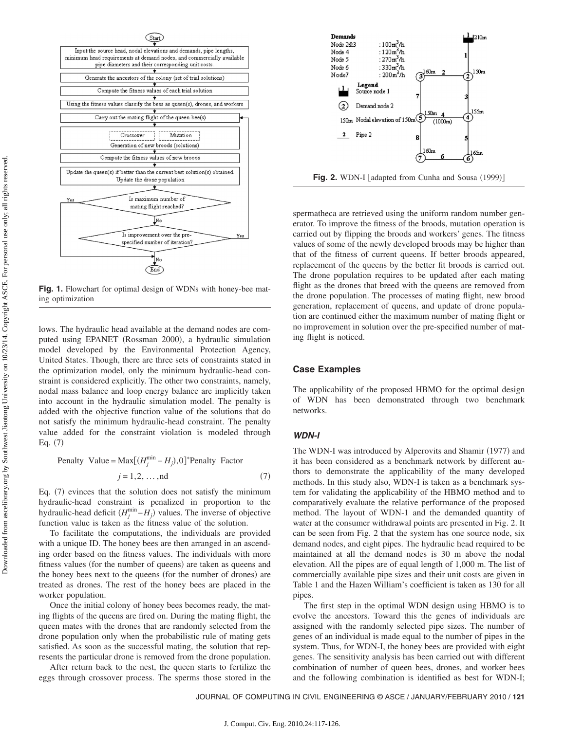Fig. 1. Flowchart for optimal design of WDNs with honey-bee mating optimization

lows. The hydraulic head available at the demand nodes are computed using EPANET (Rossman 2000), a hydraulic simulation model developed by the Environmental Protection Agency, United States. Though, there are three sets of constraints stated in the optimization model, only the minimum hydraulic-head constraint is considered explicitly. The other two constraints, namely, nodal mass balance and loop energy balance are implicitly taken into account in the hydraulic simulation model. The penalty is added with the objective function value of the solutions that do not satisfy the minimum hydraulic-head constraint. The penalty value added for the constraint violation is modeled through Eq. (7)

$$\text{Penalty Value} = \text{Max}[(H_j^{\min} - H_j),0]^{*}\text{Penalty Factor} \quad j = 1,2,\ldots,\text{nd} \tag{7}$$

Eq. (7) evinces that the solution does not satisfy the minimum hydraulic-head constraint is penalized in proportion to the hydraulic-head deficit $(H_j^{\min} - H_j)$ values. The inverse of objective function value is taken as the fitness value of the solution.

To facilitate the computations, the individuals are provided with a unique ID. The honey bees are then arranged in an ascending order based on the fitness values. The individuals with more fitness values (for the number of queens) are taken as queens and the honey bees next to the queens (for the number of drones) are treated as drones. The rest of the honey bees are placed in the worker population.

Once the initial colony of honey bees becomes ready, the mating flights of the queens are fired on. During the mating flight, the queen mates with the drones that are randomly selected from the drone population only when the probabilistic rule of mating gets satisfied. As soon as the successful mating, the solution that represents the particular drone is removed from the drone population.

After return back to the nest, the queen starts to fertilize the eggs through crossover process. The sperms those stored in the spermatheca are retrieved using the uniform random number generator. To improve the fitness of the broods, mutation operation is carried out by flipping the broods and workers' genes. The fitness values of some of the newly developed broods may be higher than that of the fitness of current queens. If better broods appeared, replacement of the queens by the better fit broods is carried out. The drone population requires to be updated after each mating flight as the drones that breed with the queens are removed from the drone population. The processes of mating flight, new brood generation, replacement of queens, and update of drone population are continued either the maximum number of mating flight or no improvement in solution over the pre-specified number of mating flight is noticed.

Fig. 2. WDN-I [adapted from Cunha and Sousa (1999)]

## Case Examples

The applicability of the proposed HBMO for the optimal design of WDN has been demonstrated through two benchmark networks.

### *WDN-I*

The WDN-I was introduced by Alperovits and Shamir (1977) and it has been considered as a benchmark network by different authors to demonstrate the applicability of the many developed methods. In this study also, WDN-I is taken as a benchmark system for validating the applicability of the HBMO method and to comparatively evaluate the relative performance of the proposed method. The layout of WDN-1 and the demanded quantity of water at the consumer withdrawal points are presented in Fig. 2. It can be seen from Fig. 2 that the system has one source node, six demand nodes, and eight pipes. The hydraulic head required to be maintained at all the demand nodes is 30 m above the nodal elevation. All the pipes are of equal length of 1,000 m. The list of commercially available pipe sizes and their unit costs are given in Table 1 and the Hazen William's coefficient is taken as 130 for all pipes.

The first step in the optimal WDN design using HBMO is to evolve the ancestors. Toward this the genes of individuals are assigned with the randomly selected pipe sizes. The number of genes of an individual is made equal to the number of pipes in the system. Thus, for WDN-I, the honey bees are provided with eight genes. The sensitivity analysis has been carried out with different combination of number of queen bees, drones, and worker bees and the following combination is identified as best for WDN-I;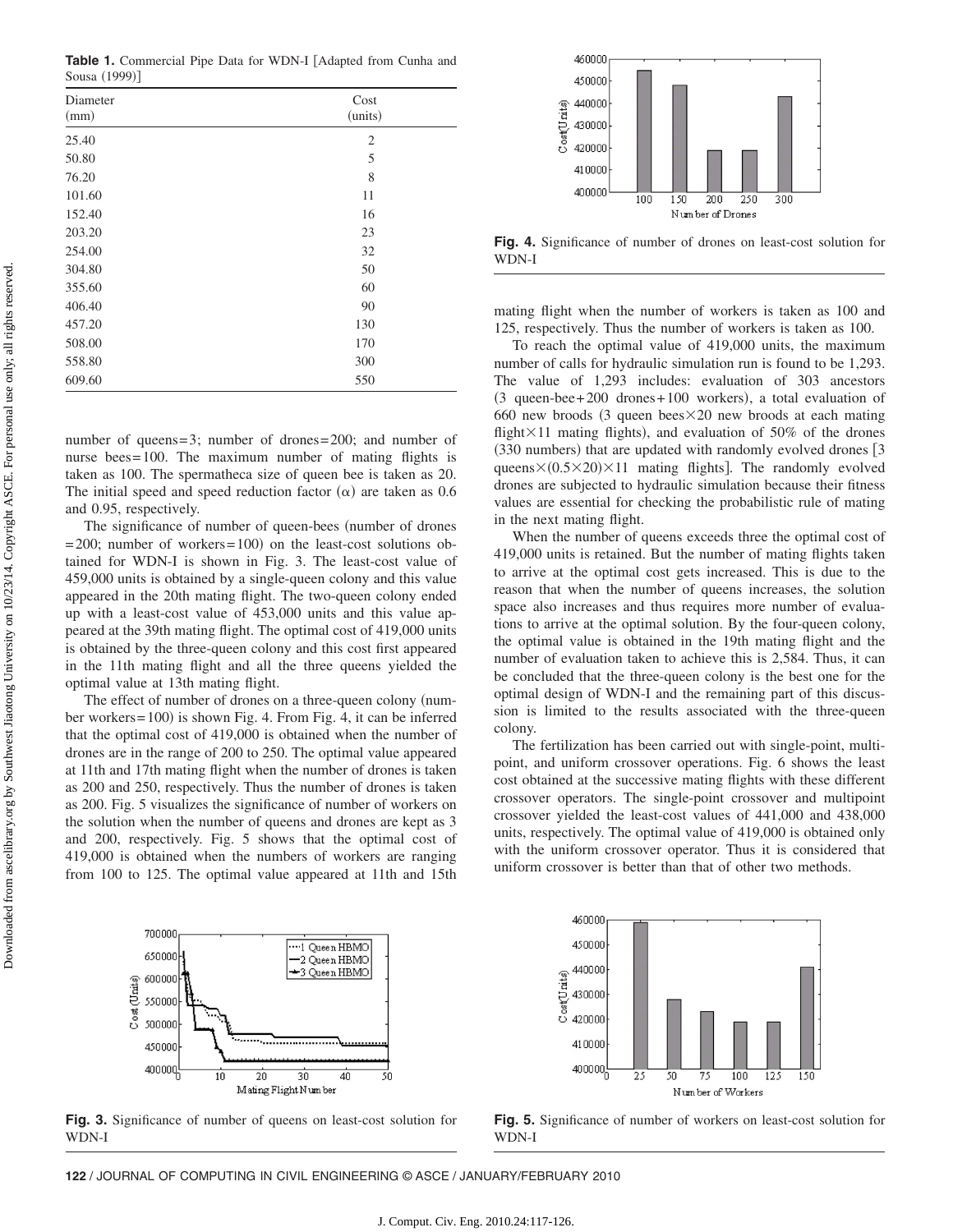**Table 1.** Commercial Pipe Data for WDN-I [Adapted from Cunha and Sousa (1999)]

| Diameter (mm) | Cost (units) |
|---|---|
| 25.40 | 2 |
| 50.80 | 5 |
| 76.20 | 8 |
| 101.60 | 11 |
| 152.40 | 16 |
| 203.20 | 23 |
| 254.00 | 32 |
| 304.80 | 50 |
| 355.60 | 60 |
| 406.40 | 90 |
| 457.20 | 130 |
| 508.00 | 170 |
| 558.80 | 300 |
| 609.60 | 550 |

number of queens=3; number of drones=200; and number of nurse bees=100. The maximum number of mating flights is taken as 100. The spermatheca size of queen bee is taken as 20. The initial speed and speed reduction factor ($\alpha$) are taken as 0.6 and 0.95, respectively.

The significance of number of queen-bees (number of drones =200; number of workers=100) on the least-cost solutions obtained for WDN-I is shown in Fig. 3. The least-cost value of 459,000 units is obtained by a single-queen colony and this value appeared in the 20th mating flight. The two-queen colony ended up with a least-cost value of 453,000 units and this value appeared at the 39th mating flight. The optimal cost of 419,000 units is obtained by the three-queen colony and this cost first appeared in the 11th mating flight and all the three queens yielded the optimal value at 13th mating flight.

The effect of number of drones on a three-queen colony (number workers=100) is shown Fig. 4. From Fig. 4, it can be inferred that the optimal cost of 419,000 is obtained when the number of drones are in the range of 200 to 250. The optimal value appeared at 11th and 17th mating flight when the number of drones is taken as 200 and 250, respectively. Thus the number of drones is taken as 200. Fig. 5 visualizes the significance of number of workers on the solution when the number of queens and drones are kept as 3 and 200, respectively. Fig. 5 shows that the optimal cost of 419,000 is obtained when the numbers of workers are ranging from 100 to 125. The optimal value appeared at 11th and 15th mating flight when the number of workers is taken as 100 and 125, respectively. Thus the number of workers is taken as 100.

To reach the optimal value of 419,000 units, the maximum number of calls for hydraulic simulation run is found to be 1,293. The value of 1,293 includes: evaluation of 303 ancestors (3 queen-bee+200 drones+100 workers), a total evaluation of 660 new broods (3 queen bees×20 new broods at each mating flight×11 mating flights), and evaluation of 50% of the drones (330 numbers) that are updated with randomly evolved drones [3 queens×(0.5×20)×11 mating flights]. The randomly evolved drones are subjected to hydraulic simulation because their fitness values are essential for checking the probabilistic rule of mating in the next mating flight.

When the number of queens exceeds three the optimal cost of 419,000 units is retained. But the number of mating flights taken to arrive at the optimal cost gets increased. This is due to the reason that when the number of queens increases, the solution space also increases and thus requires more number of evaluations to arrive at the optimal solution. By the four-queen colony, the optimal value is obtained in the 19th mating flight and the number of evaluation taken to achieve this is 2,584. Thus, it can be concluded that the three-queen colony is the best one for the optimal design of WDN-I and the remaining part of this discussion is limited to the results associated with the three-queen colony.

The fertilization has been carried out with single-point, multipoint, and uniform crossover operations. Fig. 6 shows the least cost obtained at the successive mating flights with these different crossover operators. The single-point crossover and multipoint crossover yielded the least-cost values of 441,000 and 438,000 units, respectively. The optimal value of 419,000 is obtained only with the uniform crossover operator. Thus it is considered that uniform crossover is better than that of other two methods.

**Fig. 3.** Significance of number of queens on least-cost solution for WDN-I

**Fig. 4.** Significance of number of drones on least-cost solution for WDN-I

**Fig. 5.** Significance of number of workers on least-cost solution for WDN-I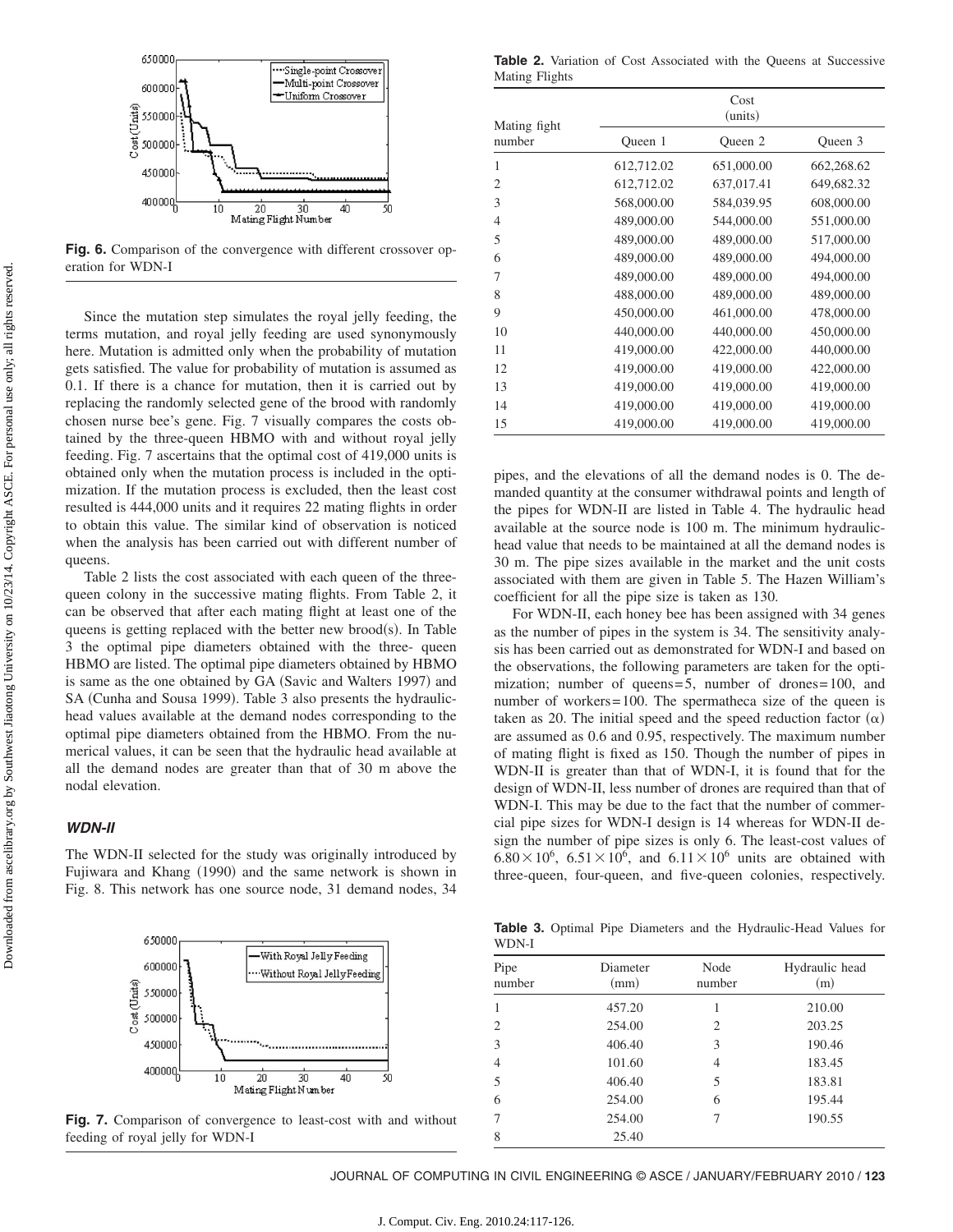Fig. 6. Comparison of the convergence with different crossover operation for WDN-I

Since the mutation step simulates the royal jelly feeding, the terms mutation, and royal jelly feeding are used synonymously here. Mutation is admitted only when the probability of mutation gets satisfied. The value for probability of mutation is assumed as 0.1. If there is a chance for mutation, then it is carried out by replacing the randomly selected gene of the brood with randomly chosen nurse bee's gene. Fig. 7 visually compares the costs obtained by the three-queen HBMO with and without royal jelly feeding. Fig. 7 ascertains that the optimal cost of 419,000 units is obtained only when the mutation process is included in the optimization. If the mutation process is excluded, then the least cost resulted is 444,000 units and it requires 22 mating flights in order to obtain this value. The similar kind of observation is noticed when the analysis has been carried out with different number of queens.

Table 2 lists the cost associated with each queen of the three-queen colony in the successive mating flights. From Table 2, it can be observed that after each mating flight at least one of the queens is getting replaced with the better new brood(s). In Table 3 the optimal pipe diameters obtained with the three- queen HBMO are listed. The optimal pipe diameters obtained by HBMO is same as the one obtained by GA (Savic and Walters 1997) and SA (Cunha and Sousa 1999). Table 3 also presents the hydraulic-head values available at the demand nodes corresponding to the optimal pipe diameters obtained from the HBMO. From the numerical values, it can be seen that the hydraulic head available at all the demand nodes are greater than that of 30 m above the nodal elevation.

### *WDN-II*

The WDN-II selected for the study was originally introduced by Fujiwara and Khang (1990) and the same network is shown in Fig. 8. This network has one source node, 31 demand nodes, 34

Fig. 7. Comparison of convergence to least-cost with and without feeding of royal jelly for WDN-I

**Table 2.** Variation of Cost Associated with the Queens at Successive Mating Flights

| Mating fight number | Cost (units) | | |
|---|---|---|---|
| | Queen 1 | Queen 2 | Queen 3 |
| 1 | 612,712.02 | 651,000.00 | 662,268.62 |
| 2 | 612,712.02 | 637,017.41 | 649,682.32 |
| 3 | 568,000.00 | 584,039.95 | 608,000.00 |
| 4 | 489,000.00 | 544,000.00 | 551,000.00 |
| 5 | 489,000.00 | 489,000.00 | 517,000.00 |
| 6 | 489,000.00 | 489,000.00 | 494,000.00 |
| 7 | 489,000.00 | 489,000.00 | 494,000.00 |
| 8 | 488,000.00 | 489,000.00 | 489,000.00 |
| 9 | 450,000.00 | 461,000.00 | 478,000.00 |
| 10 | 440,000.00 | 440,000.00 | 450,000.00 |
| 11 | 419,000.00 | 422,000.00 | 440,000.00 |
| 12 | 419,000.00 | 419,000.00 | 422,000.00 |
| 13 | 419,000.00 | 419,000.00 | 419,000.00 |
| 14 | 419,000.00 | 419,000.00 | 419,000.00 |
| 15 | 419,000.00 | 419,000.00 | 419,000.00 |

pipes, and the elevations of all the demand nodes is 0. The demanded quantity at the consumer withdrawal points and length of the pipes for WDN-II are listed in Table 4. The hydraulic head available at the source node is 100 m. The minimum hydraulic-head value that needs to be maintained at all the demand nodes is 30 m. The pipe sizes available in the market and the unit costs associated with them are given in Table 5. The Hazen William's coefficient for all the pipe size is taken as 130.

For WDN-II, each honey bee has been assigned with 34 genes as the number of pipes in the system is 34. The sensitivity analysis has been carried out as demonstrated for WDN-I and based on the observations, the following parameters are taken for the optimization; number of queens=5, number of drones=100, and number of workers=100. The spermatheca size of the queen is taken as 20. The initial speed and the speed reduction factor ($\alpha$) are assumed as 0.6 and 0.95, respectively. The maximum number of mating flight is fixed as 150. Though the number of pipes in WDN-II is greater than that of WDN-I, it is found that for the design of WDN-II, less number of drones are required than that of WDN-I. This may be due to the fact that the number of commercial pipe sizes for WDN-I design is 14 whereas for WDN-II design the number of pipe sizes is only 6. The least-cost values of $6.80\times10^6$, $6.51\times10^6$, and $6.11\times10^6$ units are obtained with three-queen, four-queen, and five-queen colonies, respectively.

**Table 3.** Optimal Pipe Diameters and the Hydraulic-Head Values for WDN-I

| Pipe number | Diameter (mm) | Node number | Hydraulic head (m) |
|---|---|---|---|
| 1 | 457.20 | 1 | 210.00 |
| 2 | 254.00 | 2 | 203.25 |
| 3 | 406.40 | 3 | 190.46 |
| 4 | 101.60 | 4 | 183.45 |
| 5 | 406.40 | 5 | 183.81 |
| 6 | 254.00 | 6 | 195.44 |
| 7 | 254.00 | 7 | 190.55 |
| 8 | 25.40 | | |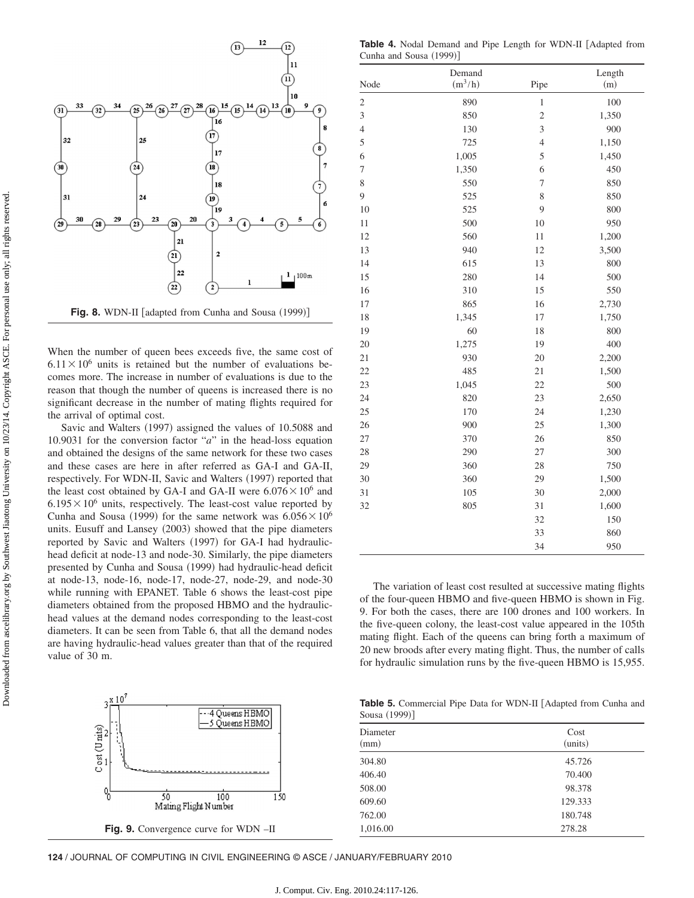Fig. 8. WDN-II [adapted from Cunha and Sousa (1999)]

When the number of queen bees exceeds five, the same cost of $6.11 \times 10^6$ units is retained but the number of evaluations becomes more. The increase in number of evaluations is due to the reason that though the number of queens is increased there is no significant decrease in the number of mating flights required for the arrival of optimal cost.

Savic and Walters (1997) assigned the values of 10.5088 and 10.9031 for the conversion factor "$a$" in the head-loss equation and obtained the designs of the same network for these two cases and these cases are here in after referred as GA-I and GA-II, respectively. For WDN-II, Savic and Walters (1997) reported that the least cost obtained by GA-I and GA-II were $6.076 \times 10^6$ and $6.195 \times 10^6$ units, respectively. The least-cost value reported by Cunha and Sousa (1999) for the same network was $6.056 \times 10^6$ units. Eusuff and Lansey (2003) showed that the pipe diameters reported by Savic and Walters (1997) for GA-I had hydraulic-head deficit at node-13 and node-30. Similarly, the pipe diameters presented by Cunha and Sousa (1999) had hydraulic-head deficit at node-13, node-16, node-17, node-27, node-29, and node-30 while running with EPANET. Table 6 shows the least-cost pipe diameters obtained from the proposed HBMO and the hydraulic-head values at the demand nodes corresponding to the least-cost diameters. It can be seen from Table 6, that all the demand nodes are having hydraulic-head values greater than that of the required value of 30 m.

Fig. 9. Convergence curve for WDN –II

**Table 4.** Nodal Demand and Pipe Length for WDN-II [Adapted from Cunha and Sousa (1999)]

| Node | Demand ($m^3/h$) | Pipe | Length (m) |
|---|---|---|---|
| 2 | 890 | 1 | 100 |
| 3 | 850 | 2 | 1,350 |
| 4 | 130 | 3 | 900 |
| 5 | 725 | 4 | 1,150 |
| 6 | 1,005 | 5 | 1,450 |
| 7 | 1,350 | 6 | 450 |
| 8 | 550 | 7 | 850 |
| 9 | 525 | 8 | 850 |
| 10 | 525 | 9 | 800 |
| 11 | 500 | 10 | 950 |
| 12 | 560 | 11 | 1,200 |
| 13 | 940 | 12 | 3,500 |
| 14 | 615 | 13 | 800 |
| 15 | 280 | 14 | 500 |
| 16 | 310 | 15 | 550 |
| 17 | 865 | 16 | 2,730 |
| 18 | 1,345 | 17 | 1,750 |
| 19 | 60 | 18 | 800 |
| 20 | 1,275 | 19 | 400 |
| 21 | 930 | 20 | 2,200 |
| 22 | 485 | 21 | 1,500 |
| 23 | 1,045 | 22 | 500 |
| 24 | 820 | 23 | 2,650 |
| 25 | 170 | 24 | 1,230 |
| 26 | 900 | 25 | 1,300 |
| 27 | 370 | 26 | 850 |
| 28 | 290 | 27 | 300 |
| 29 | 360 | 28 | 750 |
| 30 | 360 | 29 | 1,500 |
| 31 | 105 | 30 | 2,000 |
| 32 | 805 | 31 | 1,600 |
| | | 32 | 150 |
| | | 33 | 860 |
| | | 34 | 950 |

The variation of least cost resulted at successive mating flights of the four-queen HBMO and five-queen HBMO is shown in Fig. 9. For both the cases, there are 100 drones and 100 workers. In the five-queen colony, the least-cost value appeared in the 105th mating flight. Each of the queens can bring forth a maximum of 20 new broods after every mating flight. Thus, the number of calls for hydraulic simulation runs by the five-queen HBMO is 15,955.

**Table 5.** Commercial Pipe Data for WDN-II [Adapted from Cunha and Sousa (1999)]

| Diameter (mm) | Cost (units) |
|---|---|
| 304.80 | 45.726 |
| 406.40 | 70.400 |
| 508.00 | 98.378 |
| 609.60 | 129.333 |
| 762.00 | 180.748 |
| 1,016.00 | 278.28 |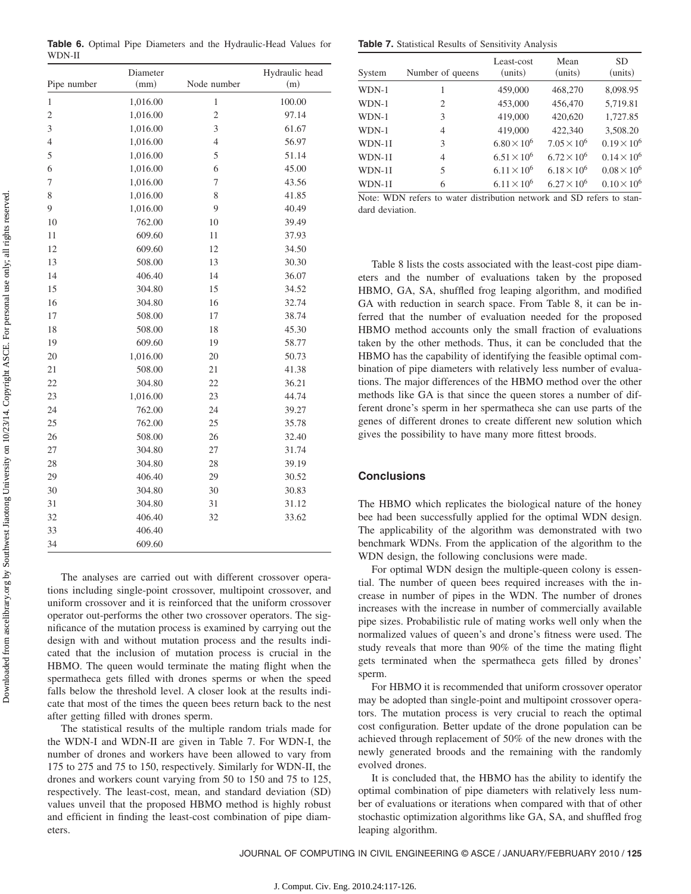**Table 6.** Optimal Pipe Diameters and the Hydraulic-Head Values for WDN-II

| Pipe number | Diameter (mm) | Node number | Hydraulic head (m) |
|---|---|---|---|
| 1 | 1,016.00 | 1 | 100.00 |
| 2 | 1,016.00 | 2 | 97.14 |
| 3 | 1,016.00 | 3 | 61.67 |
| 4 | 1,016.00 | 4 | 56.97 |
| 5 | 1,016.00 | 5 | 51.14 |
| 6 | 1,016.00 | 6 | 45.00 |
| 7 | 1,016.00 | 7 | 43.56 |
| 8 | 1,016.00 | 8 | 41.85 |
| 9 | 1,016.00 | 9 | 40.49 |
| 10 | 762.00 | 10 | 39.49 |
| 11 | 609.60 | 11 | 37.93 |
| 12 | 609.60 | 12 | 34.50 |
| 13 | 508.00 | 13 | 30.30 |
| 14 | 406.40 | 14 | 36.07 |
| 15 | 304.80 | 15 | 34.52 |
| 16 | 304.80 | 16 | 32.74 |
| 17 | 508.00 | 17 | 38.74 |
| 18 | 508.00 | 18 | 45.30 |
| 19 | 609.60 | 19 | 58.77 |
| 20 | 1,016.00 | 20 | 50.73 |
| 21 | 508.00 | 21 | 41.38 |
| 22 | 304.80 | 22 | 36.21 |
| 23 | 1,016.00 | 23 | 44.74 |
| 24 | 762.00 | 24 | 39.27 |
| 25 | 762.00 | 25 | 35.78 |
| 26 | 508.00 | 26 | 32.40 |
| 27 | 304.80 | 27 | 31.74 |
| 28 | 304.80 | 28 | 39.19 |
| 29 | 406.40 | 29 | 30.52 |
| 30 | 304.80 | 30 | 30.83 |
| 31 | 304.80 | 31 | 31.12 |
| 32 | 406.40 | 32 | 33.62 |
| 33 | 406.40 | | |
| 34 | 609.60 | | |

The analyses are carried out with different crossover operations including single-point crossover, multipoint crossover, and uniform crossover and it is reinforced that the uniform crossover operator out-performs the other two crossover operators. The significance of the mutation process is examined by carrying out the design with and without mutation process and the results indicated that the inclusion of mutation process is crucial in the HBMO. The queen would terminate the mating flight when the spermatheca gets filled with drones sperms or when the speed falls below the threshold level. A closer look at the results indicate that most of the times the queen bees return back to the nest after getting filled with drones sperm.

The statistical results of the multiple random trials made for the WDN-I and WDN-II are given in Table 7. For WDN-I, the number of drones and workers have been allowed to vary from 175 to 275 and 75 to 150, respectively. Similarly for WDN-II, the drones and workers count varying from 50 to 150 and 75 to 125, respectively. The least-cost, mean, and standard deviation (SD) values unveil that the proposed HBMO method is highly robust and efficient in finding the least-cost combination of pipe diameters.

**Table 7.** Statistical Results of Sensitivity Analysis

| System | Number of queens | Least-cost (units) | Mean (units) | SD (units) |
|---|---|---|---|---|
| WDN-1 | 1 | 459,000 | 468,270 | 8,098.95 |
| WDN-1 | 2 | 453,000 | 456,470 | 5,719.81 |
| WDN-1 | 3 | 419,000 | 420,620 | 1,727.85 |
| WDN-1 | 4 | 419,000 | 422,340 | 3,508.20 |
| WDN-1I | 3 | $6.80\times10^6$ | $7.05\times10^6$ | $0.19\times10^6$ |
| WDN-1I | 4 | $6.51\times10^6$ | $6.72\times10^6$ | $0.14\times10^6$ |
| WDN-1I | 5 | $6.11\times10^6$ | $6.18\times10^6$ | $0.08\times10^6$ |
| WDN-1I | 6 | $6.11\times10^6$ | $6.27\times10^6$ | $0.10\times10^6$ |

Note: WDN refers to water distribution network and SD refers to standard deviation.

Table 8 lists the costs associated with the least-cost pipe diameters and the number of evaluations taken by the proposed HBMO, GA, SA, shuffled frog leaping algorithm, and modified GA with reduction in search space. From Table 8, it can be inferred that the number of evaluation needed for the proposed HBMO method accounts only the small fraction of evaluations taken by the other methods. Thus, it can be concluded that the HBMO has the capability of identifying the feasible optimal combination of pipe diameters with relatively less number of evaluations. The major differences of the HBMO method over the other methods like GA is that since the queen stores a number of different drone's sperm in her spermatheca she can use parts of the genes of different drones to create different new solution which gives the possibility to have many more fittest broods.

## Conclusions

The HBMO which replicates the biological nature of the honey bee had been successfully applied for the optimal WDN design. The applicability of the algorithm was demonstrated with two benchmark WDNs. From the application of the algorithm to the WDN design, the following conclusions were made.

For optimal WDN design the multiple-queen colony is essential. The number of queen bees required increases with the increase in number of pipes in the WDN. The number of drones increases with the increase in number of commercially available pipe sizes. Probabilistic rule of mating works well only when the normalized values of queen's and drone's fitness were used. The study reveals that more than 90% of the time the mating flight gets terminated when the spermatheca gets filled by drones' sperm.

For HBMO it is recommended that uniform crossover operator may be adopted than single-point and multipoint crossover operators. The mutation process is very crucial to reach the optimal cost configuration. Better update of the drone population can be achieved through replacement of 50% of the new drones with the newly generated broods and the remaining with the randomly evolved drones.

It is concluded that, the HBMO has the ability to identify the optimal combination of pipe diameters with relatively less number of evaluations or iterations when compared with that of other stochastic optimization algorithms like GA, SA, and shuffled frog leaping algorithm.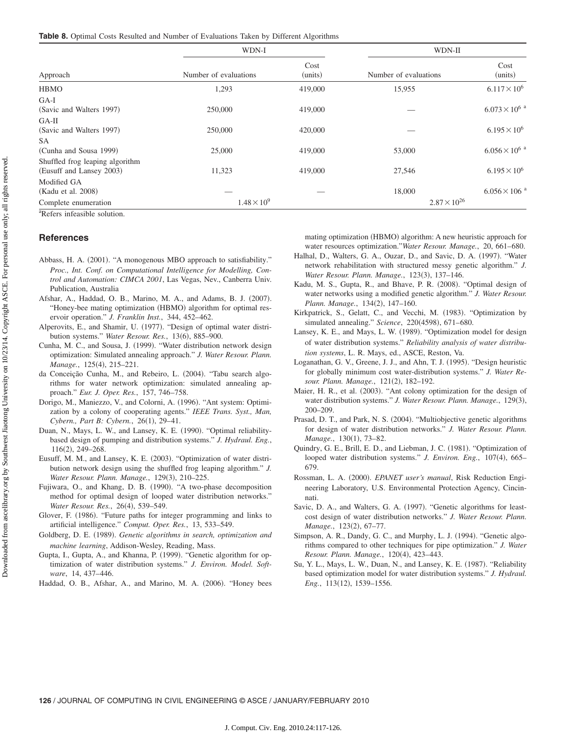**Table 8.** Optimal Costs Resulted and Number of Evaluations Taken by Different Algorithms

| | WDN-I | | WDN-II | |
|---|---|---|---|---|
| Approach | Number of evaluations | Cost (units) | Number of evaluations | Cost (units) |
| HBMO | 1,293 | 419,000 | 15,955 | $6.117\times10^6$ |
| GA-I (Savic and Walters 1997) | 250,000 | 419,000 | — | $6.073\times10^6$ [a] |
| GA-II (Savic and Walters 1997) | 250,000 | 420,000 | — | $6.195\times10^6$ |
| SA (Cunha and Sousa 1999) | 25,000 | 419,000 | 53,000 | $6.056\times10^6$ [a] |
| Shuffled frog leaping algorithm (Eusuff and Lansey 2003) | 11,323 | 419,000 | 27,546 | $6.195\times10^6$ |
| Modified GA (Kadu et al. 2008) | — | — | 18,000 | $6.056\times 106$ [a] |
| Complete enumeration | $1.48\times10^9$ | | $2.87\times10^{26}$ | |

[a]Refers infeasible solution.

## References

Abbass, H. A. (2001). "A monogenous MBO approach to satisfiability." *Proc., Int. Conf. on Computational Intelligence for Modelling, Control and Automation: CIMCA 2001*, Las Vegas, Nev., Canberra Univ. Publication, Australia

Afshar, A., Haddad, O. B., Marino, M. A., and Adams, B. J. (2007). "Honey-bee mating optimization (HBMO) algorithm for optimal reservoir operation." *J. Franklin Inst.*, 344, 452–462.

Alperovits, E., and Shamir, U. (1977). "Design of optimal water distribution systems." *Water Resour. Res.*, 13(6), 885–900.

Cunha, M. C., and Sousa, J. (1999). "Water distribution network design optimization: Simulated annealing approach." *J. Water Resour. Plann. Manage.*, 125(4), 215–221.

da Conceição Cunha, M., and Rebeiro, L. (2004). "Tabu search algorithms for water network optimization: simulated annealing approach." *Eur. J. Oper. Res.*, 157, 746–758.

Dorigo, M., Maniezzo, V., and Colorni, A. (1996). "Ant system: Optimization by a colony of cooperating agents." *IEEE Trans. Syst., Man, Cybern., Part B: Cybern.*, 26(1), 29–41.

Duan, N., Mays, L. W., and Lansey, K. E. (1990). "Optimal reliability-based design of pumping and distribution systems." *J. Hydraul. Eng.*, 116(2), 249–268.

Eusuff, M. M., and Lansey, K. E. (2003). "Optimization of water distribution network design using the shuffled frog leaping algorithm." *J. Water Resour. Plann. Manage.*, 129(3), 210–225.

Fujiwara, O., and Khang, D. B. (1990). "A two-phase decomposition method for optimal design of looped water distribution networks." *Water Resour. Res.*, 26(4), 539–549.

Glover, F. (1986). "Future paths for integer programming and links to artificial intelligence." *Comput. Oper. Res.*, 13, 533–549.

Goldberg, D. E. (1989). *Genetic algorithms in search, optimization and machine learning*, Addison-Wesley, Reading, Mass.

Gupta, I., Gupta, A., and Khanna, P. (1999). "Genetic algorithm for optimization of water distribution systems." *J. Environ. Model. Software*, 14, 437–446.

Haddad, O. B., Afshar, A., and Marino, M. A. (2006). "Honey bees mating optimization (HBMO) algorithm: A new heuristic approach for water resources optimization."*Water Resour. Manage.*, 20, 661–680.

Halhal, D., Walters, G. A., Ouzar, D., and Savic, D. A. (1997). "Water network rehabilitation with structured messy genetic algorithm." *J. Water Resour. Plann. Manage.*, 123(3), 137–146.

Kadu, M. S., Gupta, R., and Bhave, P. R. (2008). "Optimal design of water networks using a modified genetic algorithm." *J. Water Resour. Plann. Manage.*, 134(2), 147–160.

Kirkpatrick, S., Gelatt, C., and Vecchi, M. (1983). "Optimization by simulated annealing." *Science*, 220(4598), 671–680.

Lansey, K. E., and Mays, L. W. (1989). "Optimization model for design of water distribution systems." *Reliability analysis of water distribution systems*, L. R. Mays, ed., ASCE, Reston, Va.

Loganathan, G. V., Greene, J. J., and Ahn, T. J. (1995). "Design heuristic for globally minimum cost water-distribution systems." *J. Water Resour. Plann. Manage.*, 121(2), 182–192.

Maier, H. R., et al. (2003). "Ant colony optimization for the design of water distribution systems." *J. Water Resour. Plann. Manage.*, 129(3), 200–209.

Prasad, D. T., and Park, N. S. (2004). "Multiobjective genetic algorithms for design of water distribution networks." *J. Water Resour. Plann. Manage.*, 130(1), 73–82.

Quindry, G. E., Brill, E. D., and Liebman, J. C. (1981). "Optimization of looped water distribution systems." *J. Environ. Eng.*, 107(4), 665–679.

Rossman, L. A. (2000). *EPANET user's manual*, Risk Reduction Engineering Laboratory, U.S. Environmental Protection Agency, Cincinnati.

Savic, D. A., and Walters, G. A. (1997). "Genetic algorithms for least-cost design of water distribution networks." *J. Water Resour. Plann. Manage.*, 123(2), 67–77.

Simpson, A. R., Dandy, G. C., and Murphy, L. J. (1994). "Genetic algorithms compared to other techniques for pipe optimization." *J. Water Resour. Plann. Manage.*, 120(4), 423–443.

Su, Y. L., Mays, L. W., Duan, N., and Lansey, K. E. (1987). "Reliability based optimization model for water distribution systems." *J. Hydraul. Eng.*, 113(12), 1539–1556.